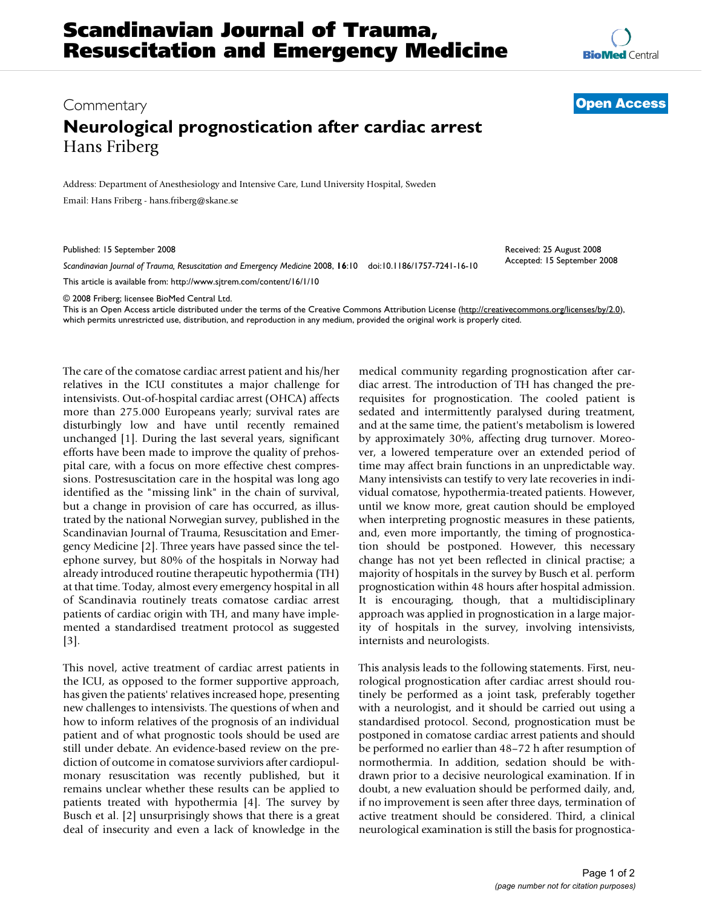# Scandinavian Journal of Trauma, Resuscitation and Emergency Medicine

Commentary

**Open Access**

# Neurological prognostication after cardiac arrest

Hans Friberg

Address: Department of Anesthesiology and Intensive Care, Lund University Hospital, Sweden

Email: Hans Friberg - hans.friberg@skane.se

Published: 15 September 2008

Received: 25 August 2008
Accepted: 15 September 2008

*Scandinavian Journal of Trauma, Resuscitation and Emergency Medicine* 2008, **16**:10 doi:10.1186/1757-7241-16-10

This article is available from: http://www.sjtrem.com/content/16/1/10

© 2008 Friberg; licensee BioMed Central Ltd.

This is an Open Access article distributed under the terms of the Creative Commons Attribution License (http://creativecommons.org/licenses/by/2.0), which permits unrestricted use, distribution, and reproduction in any medium, provided the original work is properly cited.

The care of the comatose cardiac arrest patient and his/her relatives in the ICU constitutes a major challenge for intensivists. Out-of-hospital cardiac arrest (OHCA) affects more than 275.000 Europeans yearly; survival rates are disturbingly low and have until recently remained unchanged [1]. During the last several years, significant efforts have been made to improve the quality of prehospital care, with a focus on more effective chest compressions. Postresuscitation care in the hospital was long ago identified as the "missing link" in the chain of survival, but a change in provision of care has occurred, as illustrated by the national Norwegian survey, published in the Scandinavian Journal of Trauma, Resuscitation and Emergency Medicine [2]. Three years have passed since the telephone survey, but 80% of the hospitals in Norway had already introduced routine therapeutic hypothermia (TH) at that time. Today, almost every emergency hospital in all of Scandinavia routinely treats comatose cardiac arrest patients of cardiac origin with TH, and many have implemented a standardised treatment protocol as suggested [3].

This novel, active treatment of cardiac arrest patients in the ICU, as opposed to the former supportive approach, has given the patients' relatives increased hope, presenting new challenges to intensivists. The questions of when and how to inform relatives of the prognosis of an individual patient and of what prognostic tools should be used are still under debate. An evidence-based review on the prediction of outcome in comatose surviviors after cardiopulmonary resuscitation was recently published, but it remains unclear whether these results can be applied to patients treated with hypothermia [4]. The survey by Busch et al. [2] unsurprisingly shows that there is a great deal of insecurity and even a lack of knowledge in the medical community regarding prognostication after cardiac arrest. The introduction of TH has changed the prerequisites for prognostication. The cooled patient is sedated and intermittently paralysed during treatment, and at the same time, the patient's metabolism is lowered by approximately 30%, affecting drug turnover. Moreover, a lowered temperature over an extended period of time may affect brain functions in an unpredictable way. Many intensivists can testify to very late recoveries in individual comatose, hypothermia-treated patients. However, until we know more, great caution should be employed when interpreting prognostic measures in these patients, and, even more importantly, the timing of prognostication should be postponed. However, this necessary change has not yet been reflected in clinical practise; a majority of hospitals in the survey by Busch et al. perform prognostication within 48 hours after hospital admission. It is encouraging, though, that a multidisciplinary approach was applied in prognostication in a large majority of hospitals in the survey, involving intensivists, internists and neurologists.

This analysis leads to the following statements. First, neurological prognostication after cardiac arrest should routinely be performed as a joint task, preferably together with a neurologist, and it should be carried out using a standardised protocol. Second, prognostication must be postponed in comatose cardiac arrest patients and should be performed no earlier than 48–72 h after resumption of normothermia. In addition, sedation should be withdrawn prior to a decisive neurological examination. If in doubt, a new evaluation should be performed daily, and, if no improvement is seen after three days, termination of active treatment should be considered. Third, a clinical neurological examination is still the basis for prognostica-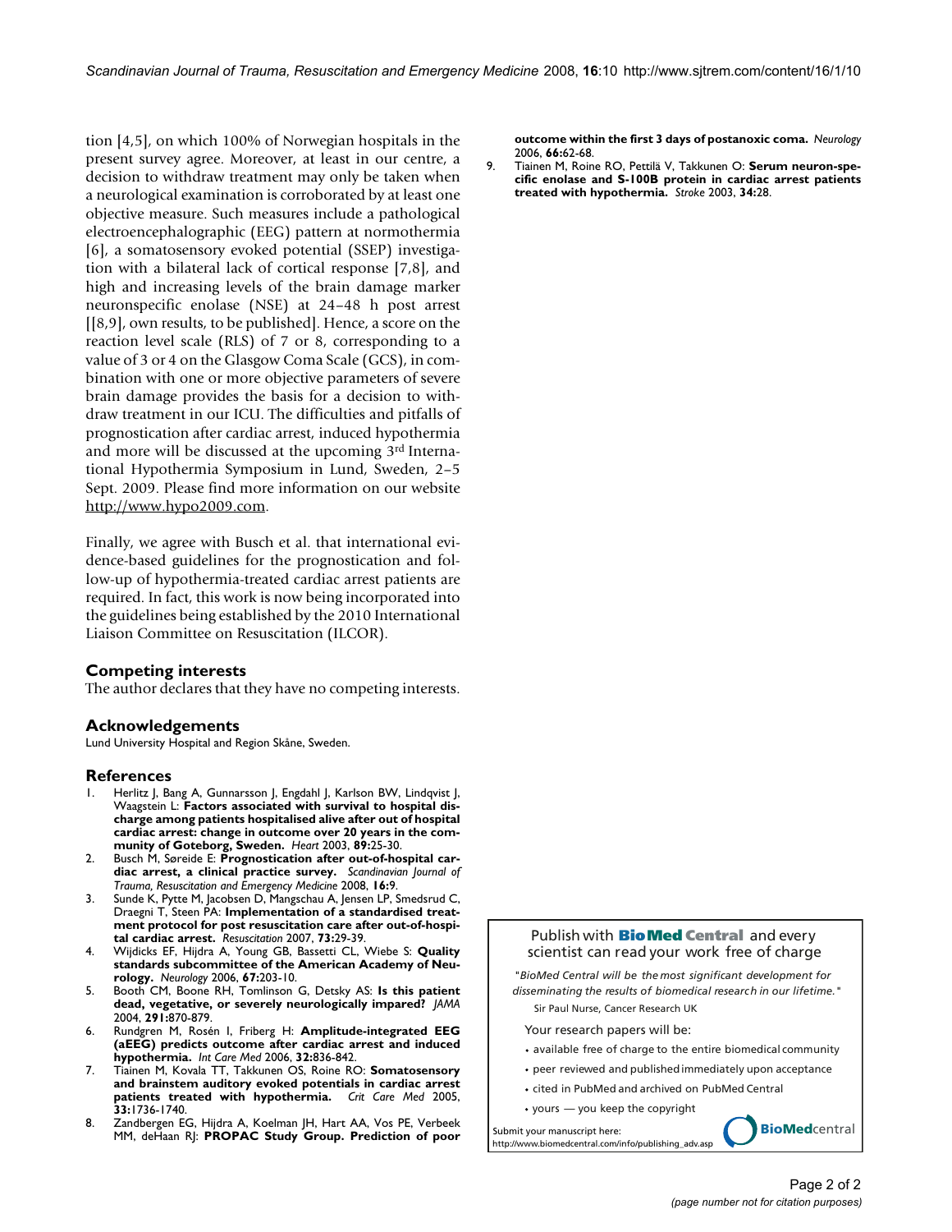tion [4,5], on which 100% of Norwegian hospitals in the present survey agree. Moreover, at least in our centre, a decision to withdraw treatment may only be taken when a neurological examination is corroborated by at least one objective measure. Such measures include a pathological electroencephalographic (EEG) pattern at normothermia [6], a somatosensory evoked potential (SSEP) investigation with a bilateral lack of cortical response [7,8], and high and increasing levels of the brain damage marker neuronspecific enolase (NSE) at 24–48 h post arrest [[8,9], own results, to be published]. Hence, a score on the reaction level scale (RLS) of 7 or 8, corresponding to a value of 3 or 4 on the Glasgow Coma Scale (GCS), in combination with one or more objective parameters of severe brain damage provides the basis for a decision to withdraw treatment in our ICU. The difficulties and pitfalls of prognostication after cardiac arrest, induced hypothermia and more will be discussed at the upcoming 3rd International Hypothermia Symposium in Lund, Sweden, 2–5 Sept. 2009. Please find more information on our website http://www.hypo2009.com.

Finally, we agree with Busch et al. that international evidence-based guidelines for the prognostication and follow-up of hypothermia-treated cardiac arrest patients are required. In fact, this work is now being incorporated into the guidelines being established by the 2010 International Liaison Committee on Resuscitation (ILCOR).

## Competing interests

The author declares that they have no competing interests.

## Acknowledgements

Lund University Hospital and Region Skåne, Sweden.

## References

1. Herlitz J, Bang A, Gunnarsson J, Engdahl J, Karlson BW, Lindqvist J, Waagstein L: **Factors associated with survival to hospital discharge among patients hospitalised alive after out of hospital cardiac arrest: change in outcome over 20 years in the community of Goteborg, Sweden.** *Heart* 2003, **89:**25-30.
2. Busch M, Søreide E: **Prognostication after out-of-hospital cardiac arrest, a clinical practice survey.** *Scandinavian Journal of Trauma, Resuscitation and Emergency Medicine* 2008, **16:**9.
3. Sunde K, Pytte M, Jacobsen D, Mangschau A, Jensen LP, Smedsrud C, Draegni T, Steen PA: **Implementation of a standardised treatment protocol for post resuscitation care after out-of-hospital cardiac arrest.** *Resuscitation* 2007, **73:**29-39.
4. Wijdicks EF, Hijdra A, Young GB, Bassetti CL, Wiebe S: **Quality standards subcommittee of the American Academy of Neurology.** *Neurology* 2006, **67:**203-10.
5. Booth CM, Boone RH, Tomlinson G, Detsky AS: **Is this patient dead, vegetative, or severely neurologically impared?** *JAMA* 2004, **291:**870-879.
6. Rundgren M, Rosén I, Friberg H: **Amplitude-integrated EEG (aEEG) predicts outcome after cardiac arrest and induced hypothermia.** *Int Care Med* 2006, **32:**836-842.
7. Tiainen M, Kovala TT, Takkunen OS, Roine RO: **Somatosensory and brainstem auditory evoked potentials in cardiac arrest patients treated with hypothermia.** *Crit Care Med* 2005, **33:**1736-1740.
8. Zandbergen EG, Hijdra A, Koelman JH, Hart AA, Vos PE, Verbeek MM, deHaan RJ: **PROPAC Study Group. Prediction of poor outcome within the first 3 days of postanoxic coma.** *Neurology* 2006, **66:**62-68.
9. Tiainen M, Roine RO, Pettilä V, Takkunen O: **Serum neuron-specific enolase and S-100B protein in cardiac arrest patients treated with hypothermia.** *Stroke* 2003, **34:**28.